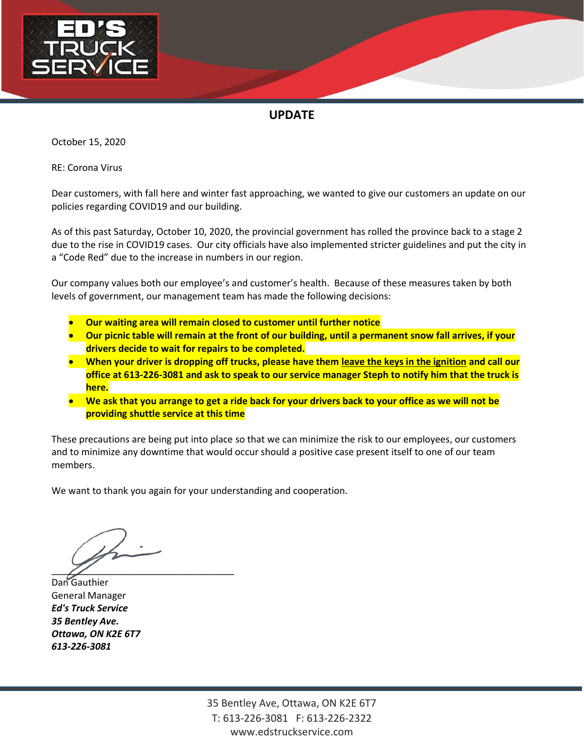# UPDATE

October 15, 2020

RE: Corona Virus

Dear customers, with fall here and winter fast approaching, we wanted to give our customers an update on our policies regarding COVID19 and our building.

As of this past Saturday, October 10, 2020, the provincial government has rolled the province back to a stage 2 due to the rise in COVID19 cases. Our city officials have also implemented stricter guidelines and put the city in a "Code Red" due to the increase in numbers in our region.

Our company values both our employee's and customer's health. Because of these measures taken by both levels of government, our management team has made the following decisions:

- **Our waiting area will remain closed to customer until further notice**
- **Our picnic table will remain at the front of our building, until a permanent snow fall arrives, if your drivers decide to wait for repairs to be completed.**
- **When your driver is dropping off trucks, please have them <u>leave the keys in the ignition</u> and call our office at 613-226-3081 and ask to speak to our service manager Steph to notify him that the truck is here.**
- **We ask that you arrange to get a ride back for your drivers back to your office as we will not be providing shuttle service at this time**

These precautions are being put into place so that we can minimize the risk to our employees, our customers and to minimize any downtime that would occur should a positive case present itself to one of our team members.

We want to thank you again for your understanding and cooperation.

\_\_\_\_\_\_\_\_\_\_\_\_\_\_\_\_\_\_\_\_\_\_\_\_\_\_\_\_\_\_\_\_\_\_\_

Dan Gauthier
General Manager
***Ed's Truck Service***
***35 Bentley Ave.***
***Ottawa, ON K2E 6T7***
***613-226-3081***

35 Bentley Ave, Ottawa, ON K2E 6T7
T: 613-226-3081 F: 613-226-2322
www.edstruckservice.com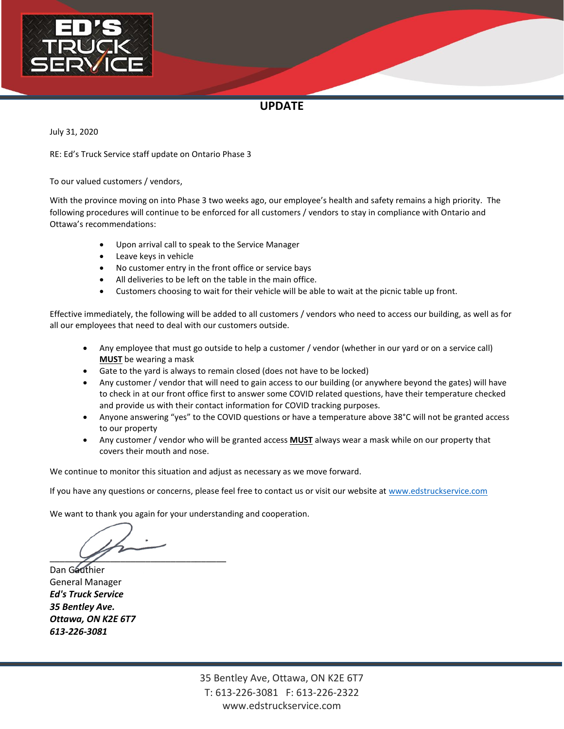# UPDATE

July 31, 2020

RE: Ed's Truck Service staff update on Ontario Phase 3

To our valued customers / vendors,

With the province moving on into Phase 3 two weeks ago, our employee's health and safety remains a high priority. The following procedures will continue to be enforced for all customers / vendors to stay in compliance with Ontario and Ottawa's recommendations:

- Upon arrival call to speak to the Service Manager
- Leave keys in vehicle
- No customer entry in the front office or service bays
- All deliveries to be left on the table in the main office.
- Customers choosing to wait for their vehicle will be able to wait at the picnic table up front.

Effective immediately, the following will be added to all customers / vendors who need to access our building, as well as for all our employees that need to deal with our customers outside.

- Any employee that must go outside to help a customer / vendor (whether in our yard or on a service call) **MUST** be wearing a mask
- Gate to the yard is always to remain closed (does not have to be locked)
- Any customer / vendor that will need to gain access to our building (or anywhere beyond the gates) will have to check in at our front office first to answer some COVID related questions, have their temperature checked and provide us with their contact information for COVID tracking purposes.
- Anyone answering "yes" to the COVID questions or have a temperature above 38°C will not be granted access to our property
- Any customer / vendor who will be granted access **MUST** always wear a mask while on our property that covers their mouth and nose.

We continue to monitor this situation and adjust as necessary as we move forward.

If you have any questions or concerns, please feel free to contact us or visit our website at www.edstruckservice.com

We want to thank you again for your understanding and cooperation.

___________________________________

Dan Gauthier
General Manager
***Ed's Truck Service***
***35 Bentley Ave.***
***Ottawa, ON K2E 6T7***
***613-226-3081***

35 Bentley Ave, Ottawa, ON K2E 6T7
T: 613-226-3081 F: 613-226-2322
www.edstruckservice.com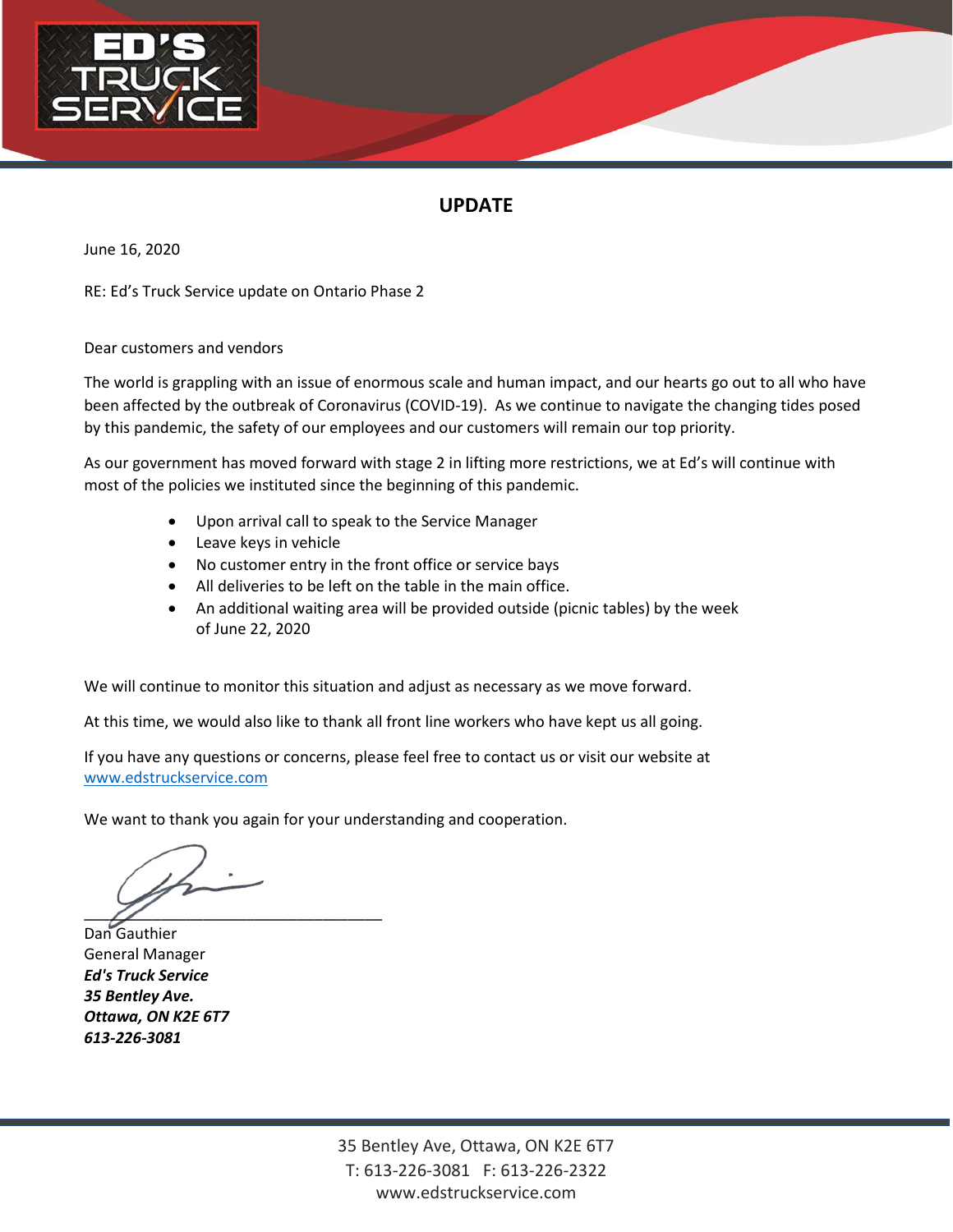## UPDATE

June 16, 2020

RE: Ed's Truck Service update on Ontario Phase 2

Dear customers and vendors

The world is grappling with an issue of enormous scale and human impact, and our hearts go out to all who have been affected by the outbreak of Coronavirus (COVID-19). As we continue to navigate the changing tides posed by this pandemic, the safety of our employees and our customers will remain our top priority.

As our government has moved forward with stage 2 in lifting more restrictions, we at Ed's will continue with most of the policies we instituted since the beginning of this pandemic.

- Upon arrival call to speak to the Service Manager
- Leave keys in vehicle
- No customer entry in the front office or service bays
- All deliveries to be left on the table in the main office.
- An additional waiting area will be provided outside (picnic tables) by the week of June 22, 2020

We will continue to monitor this situation and adjust as necessary as we move forward.

At this time, we would also like to thank all front line workers who have kept us all going.

If you have any questions or concerns, please feel free to contact us or visit our website at www.edstruckservice.com

We want to thank you again for your understanding and cooperation.

___________________________________

Dan Gauthier
General Manager
***Ed's Truck Service***
***35 Bentley Ave.***
***Ottawa, ON K2E 6T7***
***613-226-3081***

35 Bentley Ave, Ottawa, ON K2E 6T7
T: 613-226-3081 F: 613-226-2322
www.edstruckservice.com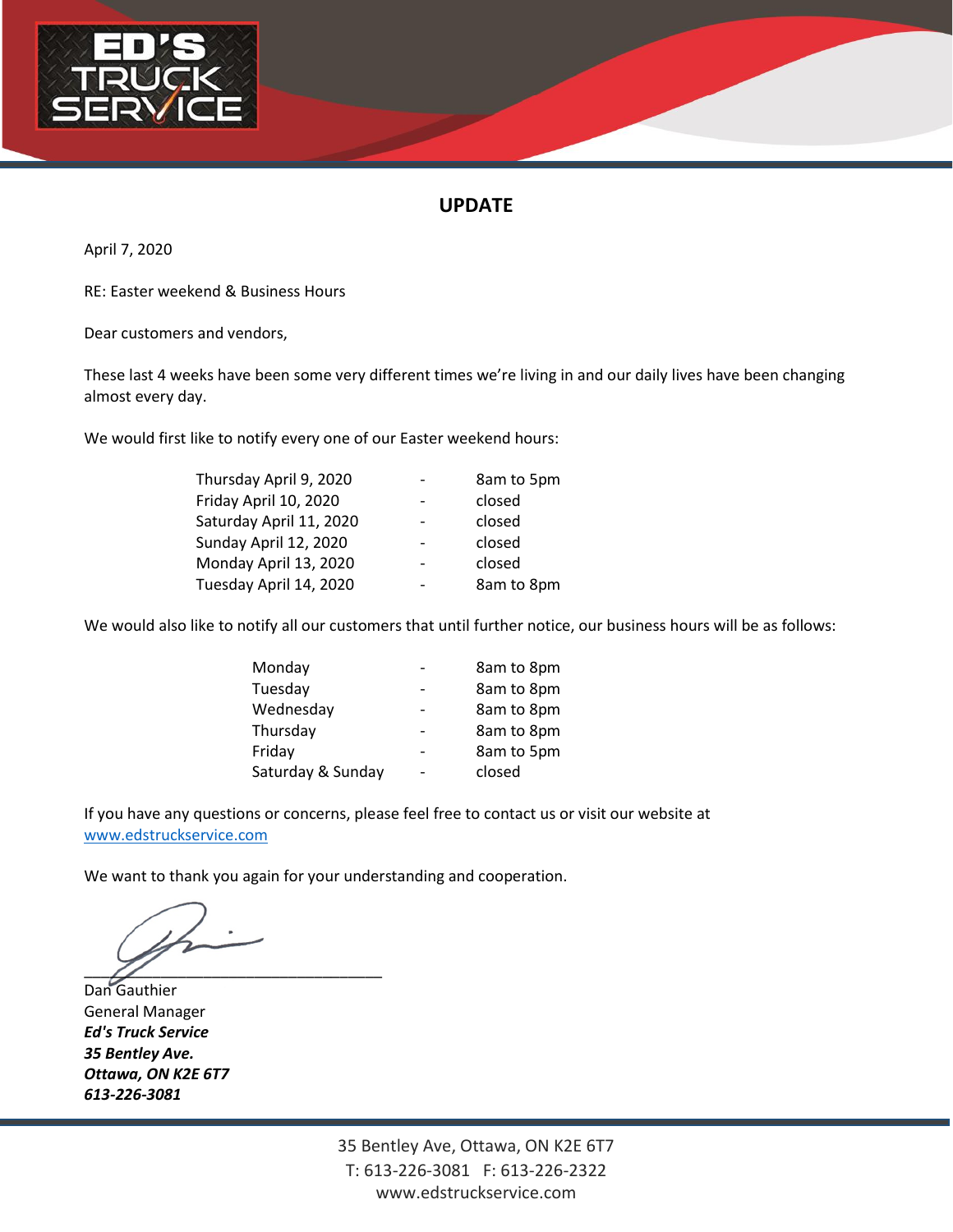ED'S TRUCK SERVICE

## UPDATE

April 7, 2020

RE: Easter weekend & Business Hours

Dear customers and vendors,

These last 4 weeks have been some very different times we're living in and our daily lives have been changing almost every day.

We would first like to notify every one of our Easter weekend hours:

| | | |
|---|---|---|
| Thursday April 9, 2020 | - | 8am to 5pm |
| Friday April 10, 2020 | - | closed |
| Saturday April 11, 2020 | - | closed |
| Sunday April 12, 2020 | - | closed |
| Monday April 13, 2020 | - | closed |
| Tuesday April 14, 2020 | - | 8am to 8pm |

We would also like to notify all our customers that until further notice, our business hours will be as follows:

| | | |
|---|---|---|
| Monday | - | 8am to 8pm |
| Tuesday | - | 8am to 8pm |
| Wednesday | - | 8am to 8pm |
| Thursday | - | 8am to 8pm |
| Friday | - | 8am to 5pm |
| Saturday & Sunday | - | closed |

If you have any questions or concerns, please feel free to contact us or visit our website at www.edstruckservice.com

We want to thank you again for your understanding and cooperation.

Dan Gauthier
General Manager
***Ed's Truck Service***
***35 Bentley Ave.***
***Ottawa, ON K2E 6T7***
***613-226-3081***

35 Bentley Ave, Ottawa, ON K2E 6T7
T: 613-226-3081 F: 613-226-2322
www.edstruckservice.com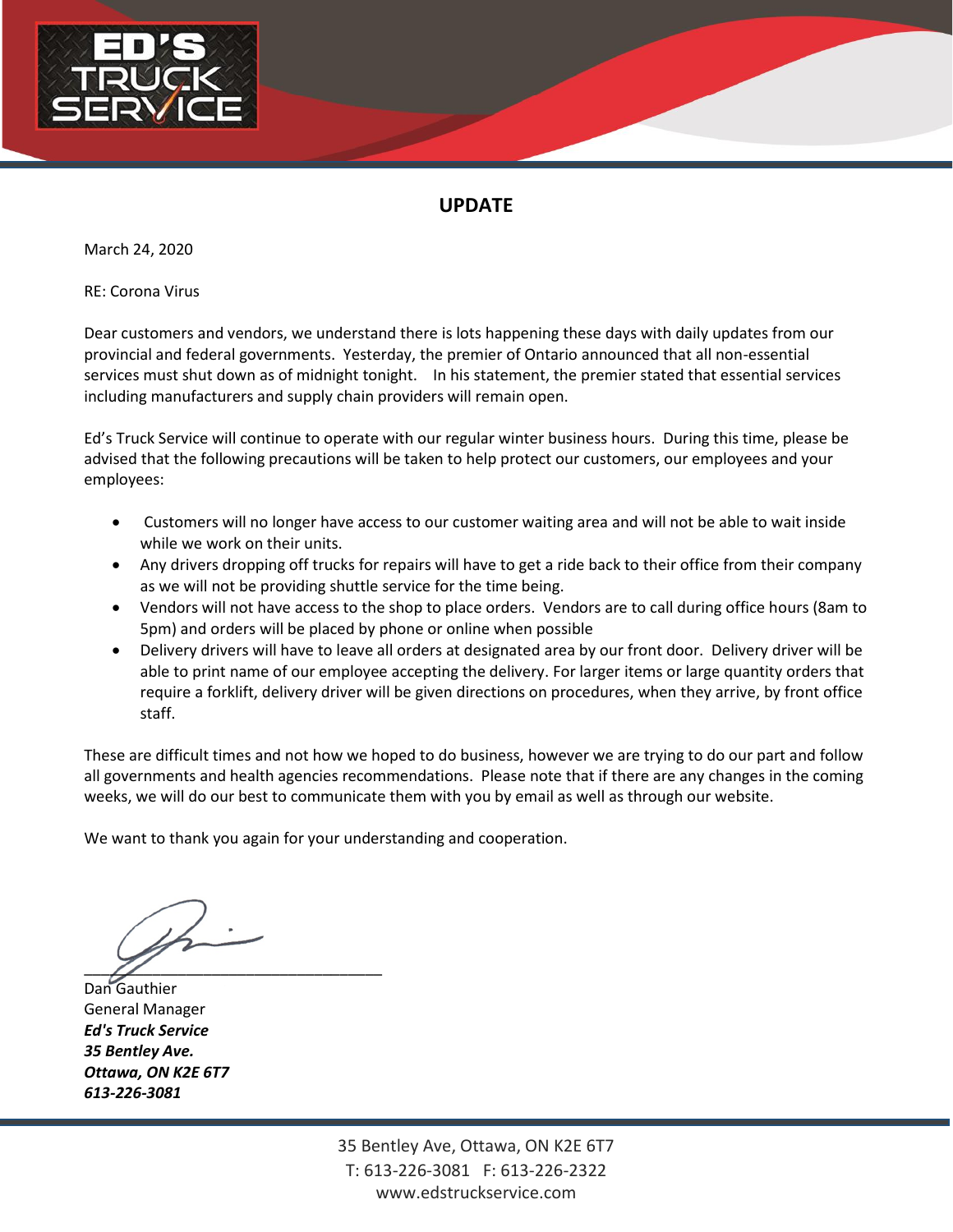## UPDATE

March 24, 2020

RE: Corona Virus

Dear customers and vendors, we understand there is lots happening these days with daily updates from our provincial and federal governments. Yesterday, the premier of Ontario announced that all non-essential services must shut down as of midnight tonight. In his statement, the premier stated that essential services including manufacturers and supply chain providers will remain open.

Ed's Truck Service will continue to operate with our regular winter business hours. During this time, please be advised that the following precautions will be taken to help protect our customers, our employees and your employees:

- Customers will no longer have access to our customer waiting area and will not be able to wait inside while we work on their units.
- Any drivers dropping off trucks for repairs will have to get a ride back to their office from their company as we will not be providing shuttle service for the time being.
- Vendors will not have access to the shop to place orders. Vendors are to call during office hours (8am to 5pm) and orders will be placed by phone or online when possible
- Delivery drivers will have to leave all orders at designated area by our front door. Delivery driver will be able to print name of our employee accepting the delivery. For larger items or large quantity orders that require a forklift, delivery driver will be given directions on procedures, when they arrive, by front office staff.

These are difficult times and not how we hoped to do business, however we are trying to do our part and follow all governments and health agencies recommendations. Please note that if there are any changes in the coming weeks, we will do our best to communicate them with you by email as well as through our website.

We want to thank you again for your understanding and cooperation.

\_\_\_\_\_\_\_\_\_\_\_\_\_\_\_\_\_\_\_\_\_\_\_\_\_\_\_\_\_\_\_\_\_\_\_\_

Dan Gauthier
General Manager
***Ed's Truck Service***
***35 Bentley Ave.***
***Ottawa, ON K2E 6T7***
***613-226-3081***

35 Bentley Ave, Ottawa, ON K2E 6T7
T: 613-226-3081 F: 613-226-2322
www.edstruckservice.com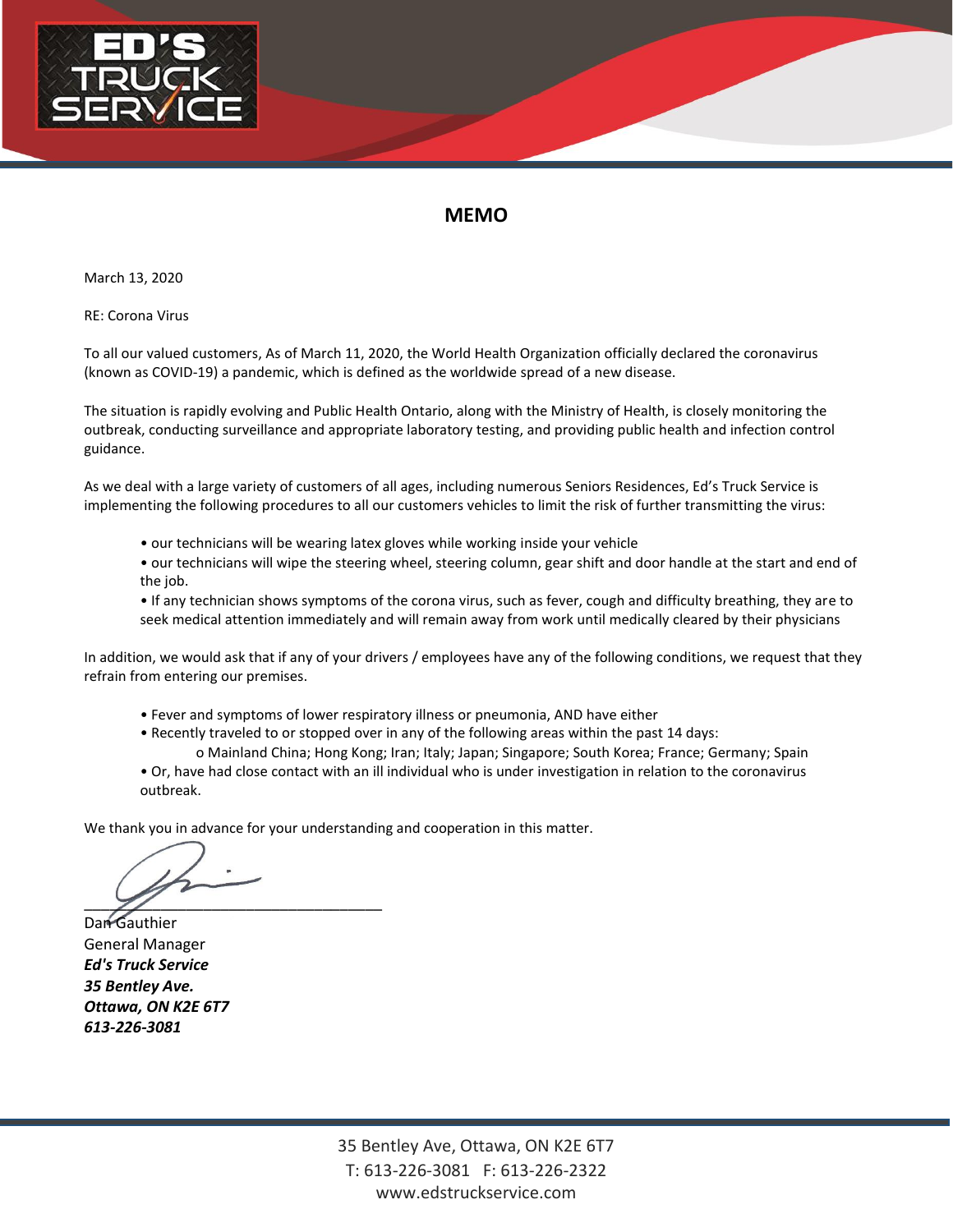## MEMO

March 13, 2020

RE: Corona Virus

To all our valued customers, As of March 11, 2020, the World Health Organization officially declared the coronavirus (known as COVID-19) a pandemic, which is defined as the worldwide spread of a new disease.

The situation is rapidly evolving and Public Health Ontario, along with the Ministry of Health, is closely monitoring the outbreak, conducting surveillance and appropriate laboratory testing, and providing public health and infection control guidance.

As we deal with a large variety of customers of all ages, including numerous Seniors Residences, Ed's Truck Service is implementing the following procedures to all our customers vehicles to limit the risk of further transmitting the virus:

- our technicians will be wearing latex gloves while working inside your vehicle
- our technicians will wipe the steering wheel, steering column, gear shift and door handle at the start and end of the job.
- If any technician shows symptoms of the corona virus, such as fever, cough and difficulty breathing, they are to seek medical attention immediately and will remain away from work until medically cleared by their physicians

In addition, we would ask that if any of your drivers / employees have any of the following conditions, we request that they refrain from entering our premises.

- Fever and symptoms of lower respiratory illness or pneumonia, AND have either
- Recently traveled to or stopped over in any of the following areas within the past 14 days:
  - Mainland China; Hong Kong; Iran; Italy; Japan; Singapore; South Korea; France; Germany; Spain
- Or, have had close contact with an ill individual who is under investigation in relation to the coronavirus outbreak.

We thank you in advance for your understanding and cooperation in this matter.

\_\_\_\_\_\_\_\_\_\_\_\_\_\_\_\_\_\_\_\_\_\_\_\_\_\_\_\_\_\_\_\_\_\_\_\_

Dan Gauthier
General Manager
***Ed's Truck Service***
***35 Bentley Ave.***
***Ottawa, ON K2E 6T7***
***613-226-3081***